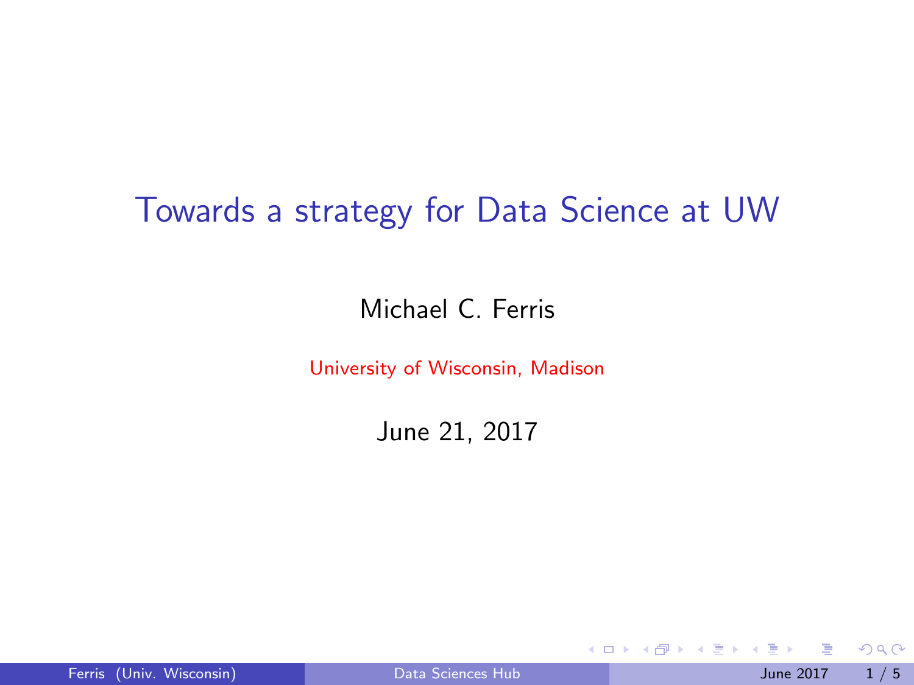# Towards a strategy for Data Science at UW

Michael C. Ferris

University of Wisconsin, Madison

June 21, 2017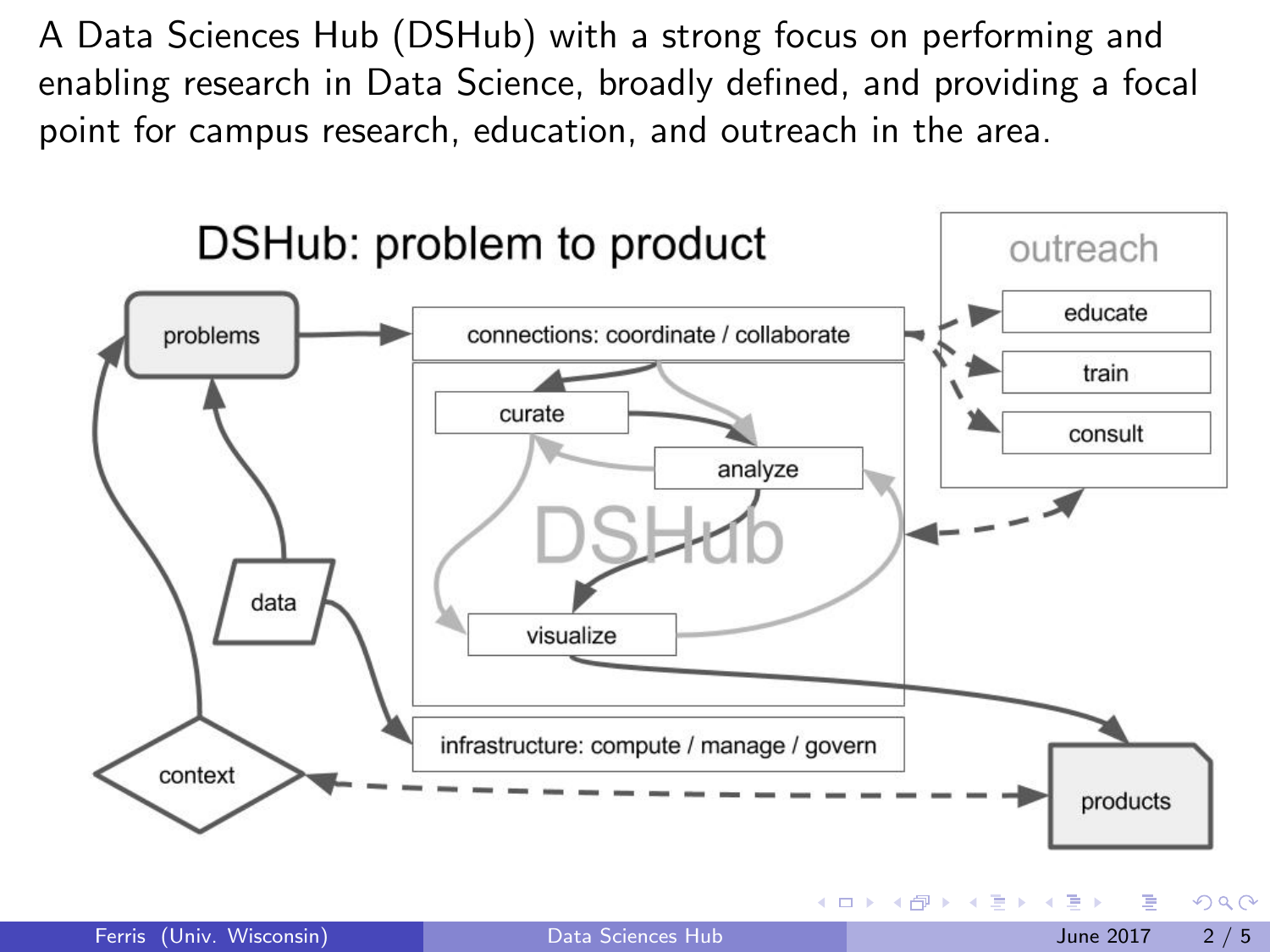A Data Sciences Hub (DSHub) with a strong focus on performing and enabling research in Data Science, broadly defined, and providing a focal point for campus research, education, and outreach in the area.

DSHub: problem to product

problems

connections: coordinate / collaborate

curate

analyze

visualize

DSHub

data

infrastructure: compute / manage / govern

context

products

outreach

educate

train

consult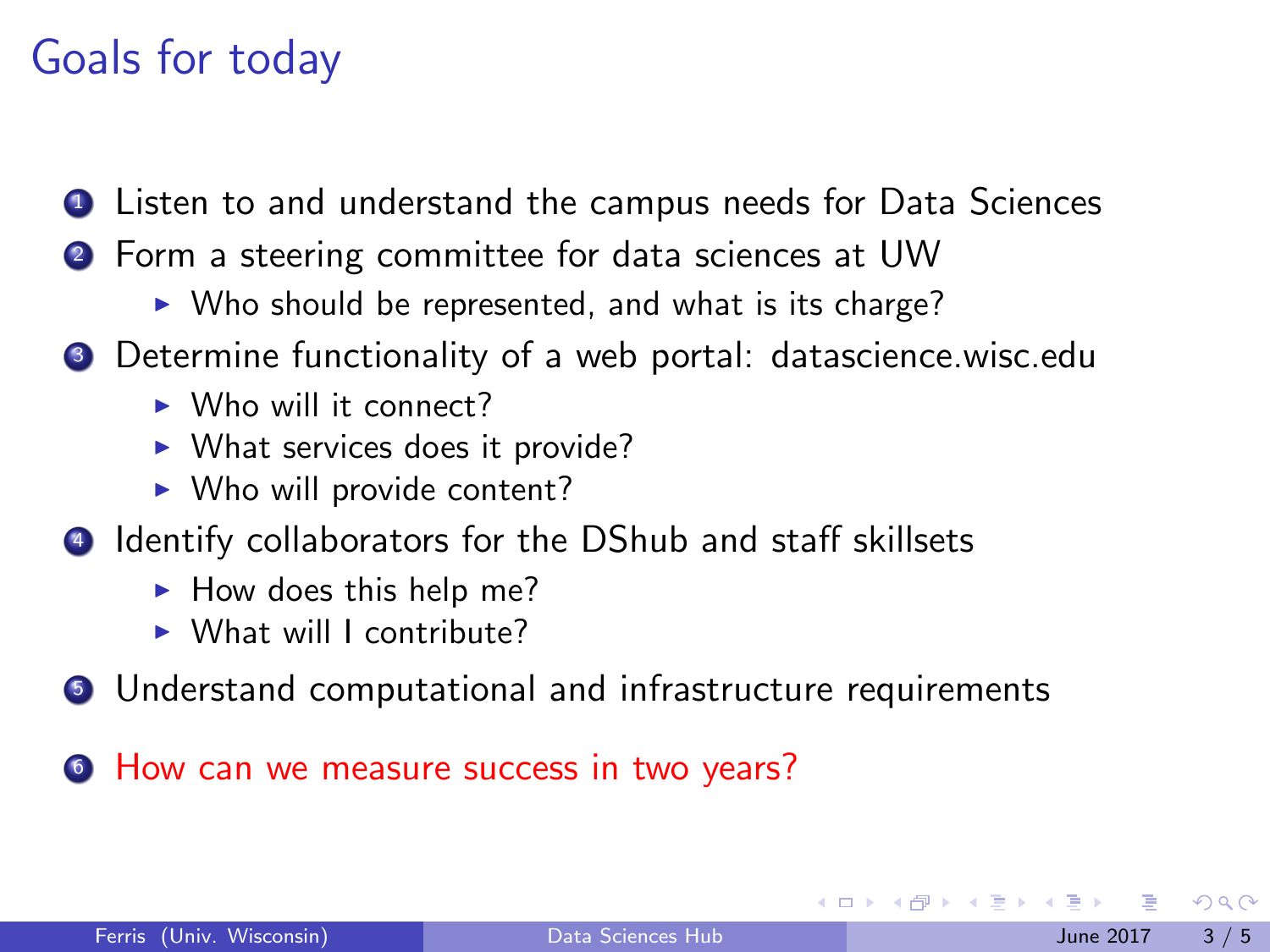# Goals for today

1. Listen to and understand the campus needs for Data Sciences
2. Form a steering committee for data sciences at UW
   - Who should be represented, and what is its charge?
3. Determine functionality of a web portal: datascience.wisc.edu
   - Who will it connect?
   - What services does it provide?
   - Who will provide content?
4. Identify collaborators for the DShub and staff skillsets
   - How does this help me?
   - What will I contribute?
5. Understand computational and infrastructure requirements
6. How can we measure success in two years?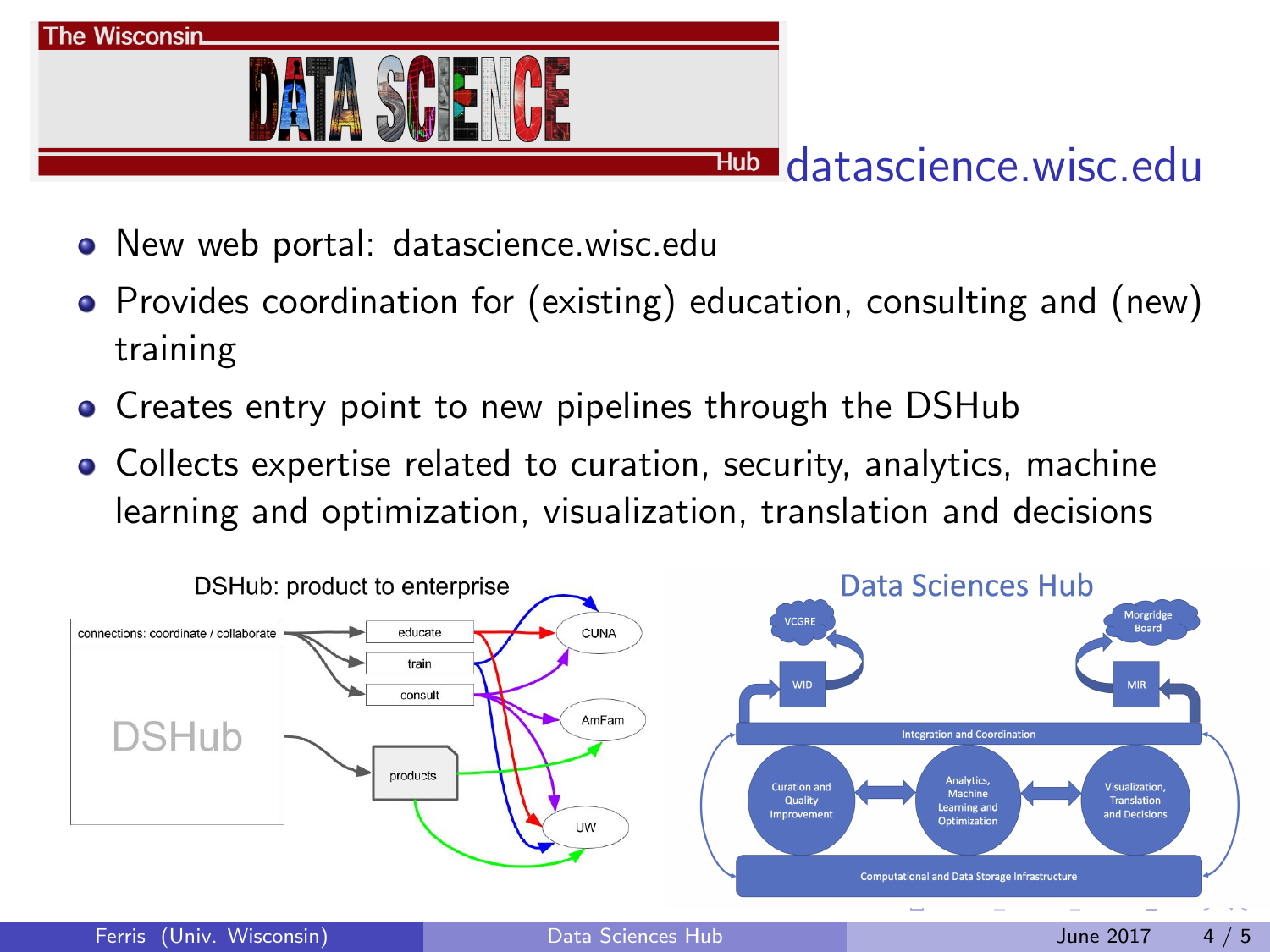# datascience.wisc.edu

- New web portal: datascience.wisc.edu
- Provides coordination for (existing) education, consulting and (new) training
- Creates entry point to new pipelines through the DSHub
- Collects expertise related to curation, security, analytics, machine learning and optimization, visualization, translation and decisions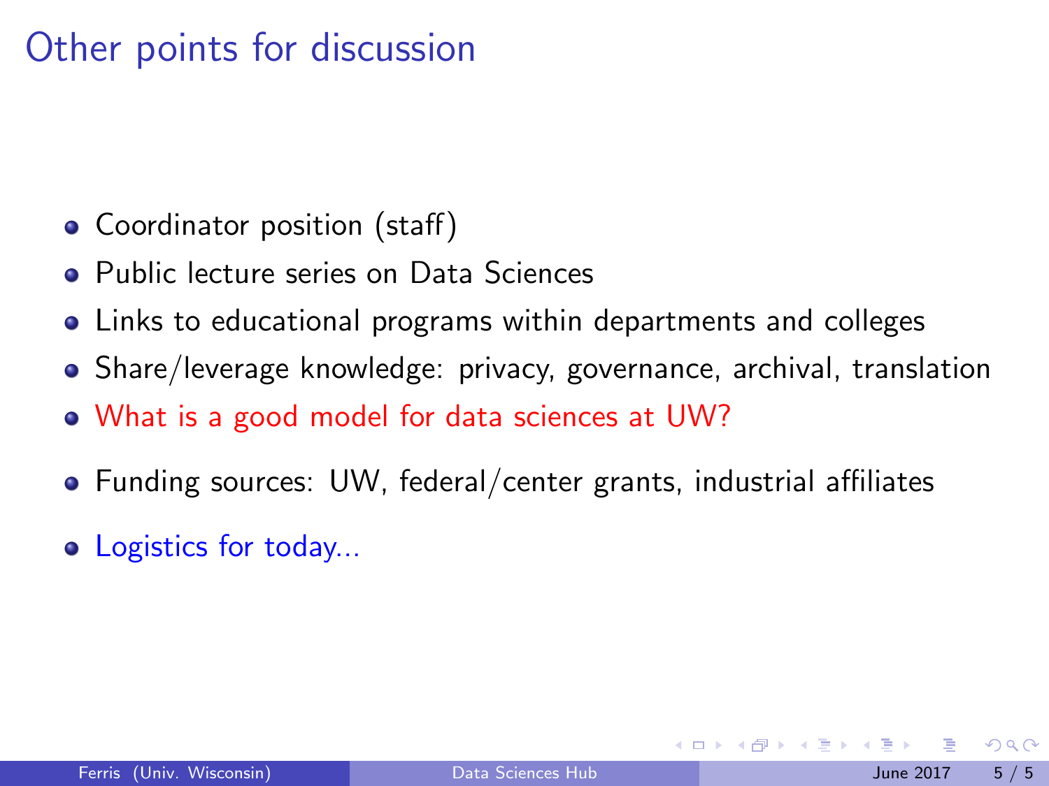# Other points for discussion

- Coordinator position (staff)
- Public lecture series on Data Sciences
- Links to educational programs within departments and colleges
- Share/leverage knowledge: privacy, governance, archival, translation
- What is a good model for data sciences at UW?
- Funding sources: UW, federal/center grants, industrial affiliates
- Logistics for today...